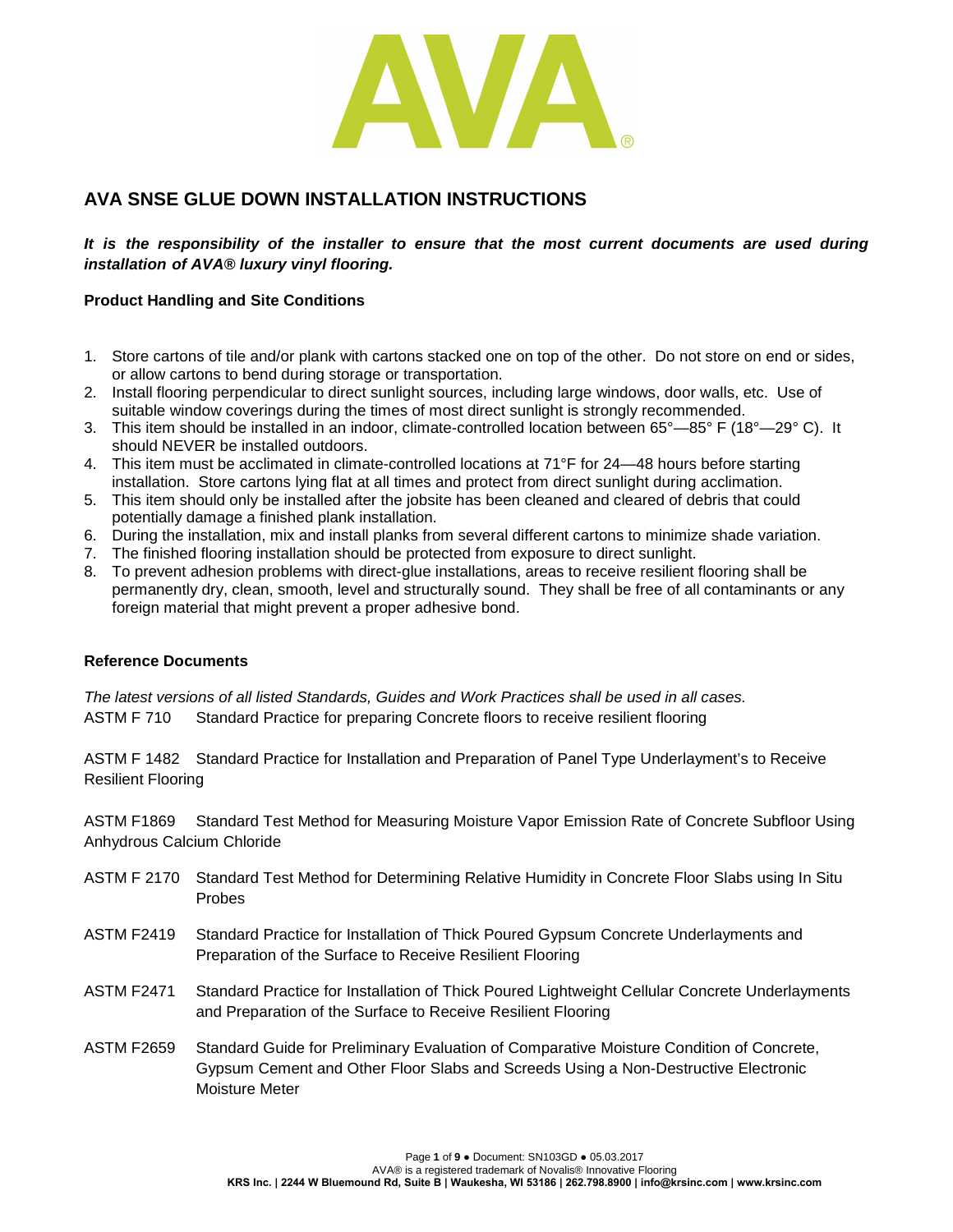# AVA SNSE GLUE DOWN INSTALLATION INSTRUCTIONS

***It is the responsibility of the installer to ensure that the most current documents are used during installation of AVA® luxury vinyl flooring.***

**Product Handling and Site Conditions**

1. Store cartons of tile and/or plank with cartons stacked one on top of the other. Do not store on end or sides, or allow cartons to bend during storage or transportation.
2. Install flooring perpendicular to direct sunlight sources, including large windows, door walls, etc. Use of suitable window coverings during the times of most direct sunlight is strongly recommended.
3. This item should be installed in an indoor, climate-controlled location between 65°—85° F (18°—29° C). It should NEVER be installed outdoors.
4. This item must be acclimated in climate-controlled locations at 71°F for 24—48 hours before starting installation. Store cartons lying flat at all times and protect from direct sunlight during acclimation.
5. This item should only be installed after the jobsite has been cleaned and cleared of debris that could potentially damage a finished plank installation.
6. During the installation, mix and install planks from several different cartons to minimize shade variation.
7. The finished flooring installation should be protected from exposure to direct sunlight.
8. To prevent adhesion problems with direct-glue installations, areas to receive resilient flooring shall be permanently dry, clean, smooth, level and structurally sound. They shall be free of all contaminants or any foreign material that might prevent a proper adhesive bond.

**Reference Documents**

*The latest versions of all listed Standards, Guides and Work Practices shall be used in all cases.*

ASTM F 710 Standard Practice for preparing Concrete floors to receive resilient flooring

ASTM F 1482 Standard Practice for Installation and Preparation of Panel Type Underlayment's to Receive Resilient Flooring

ASTM F1869 Standard Test Method for Measuring Moisture Vapor Emission Rate of Concrete Subfloor Using Anhydrous Calcium Chloride

ASTM F 2170 Standard Test Method for Determining Relative Humidity in Concrete Floor Slabs using In Situ Probes

ASTM F2419 Standard Practice for Installation of Thick Poured Gypsum Concrete Underlayments and Preparation of the Surface to Receive Resilient Flooring

ASTM F2471 Standard Practice for Installation of Thick Poured Lightweight Cellular Concrete Underlayments and Preparation of the Surface to Receive Resilient Flooring

ASTM F2659 Standard Guide for Preliminary Evaluation of Comparative Moisture Condition of Concrete, Gypsum Cement and Other Floor Slabs and Screeds Using a Non-Destructive Electronic Moisture Meter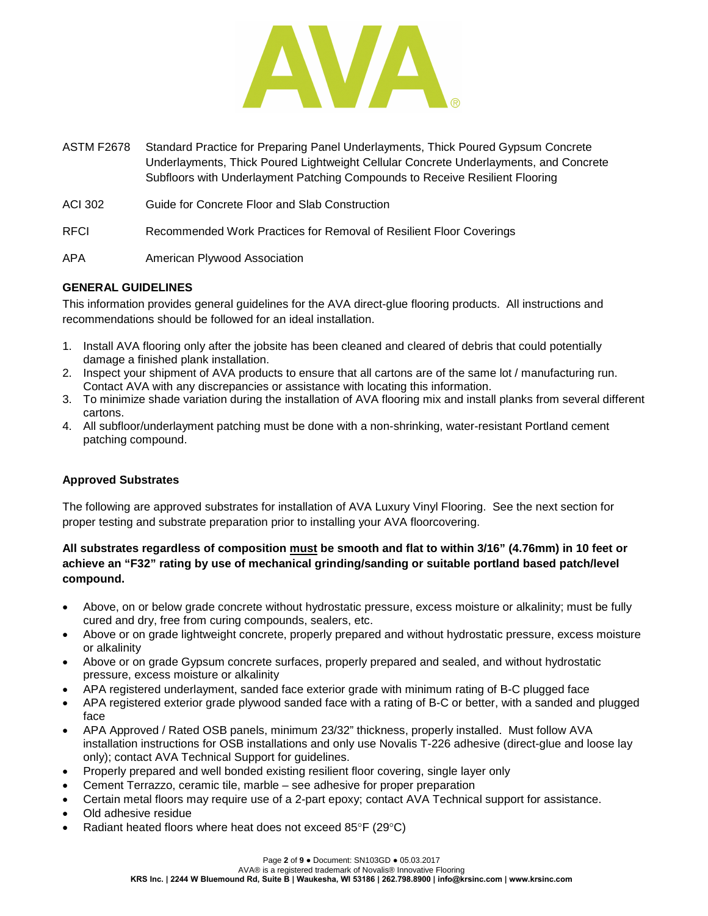| | |
|---|---|
| ASTM F2678 | Standard Practice for Preparing Panel Underlayments, Thick Poured Gypsum Concrete Underlayments, Thick Poured Lightweight Cellular Concrete Underlayments, and Concrete Subfloors with Underlayment Patching Compounds to Receive Resilient Flooring |
| ACI 302 | Guide for Concrete Floor and Slab Construction |
| RFCI | Recommended Work Practices for Removal of Resilient Floor Coverings |
| APA | American Plywood Association |

## GENERAL GUIDELINES

This information provides general guidelines for the AVA direct-glue flooring products. All instructions and recommendations should be followed for an ideal installation.

1. Install AVA flooring only after the jobsite has been cleaned and cleared of debris that could potentially damage a finished plank installation.
2. Inspect your shipment of AVA products to ensure that all cartons are of the same lot / manufacturing run. Contact AVA with any discrepancies or assistance with locating this information.
3. To minimize shade variation during the installation of AVA flooring mix and install planks from several different cartons.
4. All subfloor/underlayment patching must be done with a non-shrinking, water-resistant Portland cement patching compound.

### Approved Substrates

The following are approved substrates for installation of AVA Luxury Vinyl Flooring. See the next section for proper testing and substrate preparation prior to installing your AVA floorcovering.

**All substrates regardless of composition must be smooth and flat to within 3/16" (4.76mm) in 10 feet or achieve an "F32" rating by use of mechanical grinding/sanding or suitable portland based patch/level compound.**

- Above, on or below grade concrete without hydrostatic pressure, excess moisture or alkalinity; must be fully cured and dry, free from curing compounds, sealers, etc.
- Above or on grade lightweight concrete, properly prepared and without hydrostatic pressure, excess moisture or alkalinity
- Above or on grade Gypsum concrete surfaces, properly prepared and sealed, and without hydrostatic pressure, excess moisture or alkalinity
- APA registered underlayment, sanded face exterior grade with minimum rating of B-C plugged face
- APA registered exterior grade plywood sanded face with a rating of B-C or better, with a sanded and plugged face
- APA Approved / Rated OSB panels, minimum 23/32" thickness, properly installed. Must follow AVA installation instructions for OSB installations and only use Novalis T-226 adhesive (direct-glue and loose lay only); contact AVA Technical Support for guidelines.
- Properly prepared and well bonded existing resilient floor covering, single layer only
- Cement Terrazzo, ceramic tile, marble – see adhesive for proper preparation
- Certain metal floors may require use of a 2-part epoxy; contact AVA Technical support for assistance.
- Old adhesive residue
- Radiant heated floors where heat does not exceed 85°F (29°C)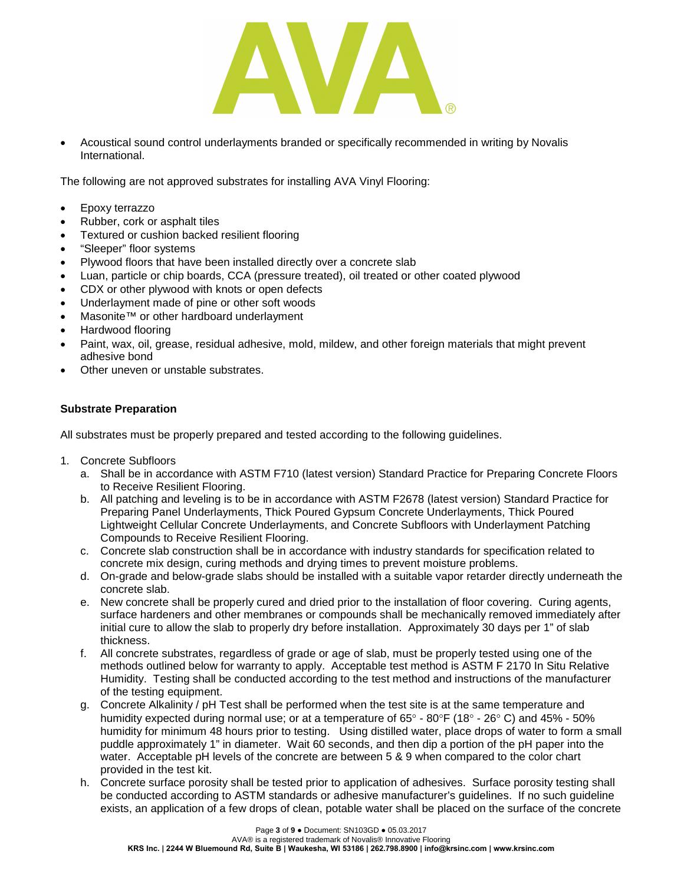- Acoustical sound control underlayments branded or specifically recommended in writing by Novalis International.

The following are not approved substrates for installing AVA Vinyl Flooring:

- Epoxy terrazzo
- Rubber, cork or asphalt tiles
- Textured or cushion backed resilient flooring
- "Sleeper" floor systems
- Plywood floors that have been installed directly over a concrete slab
- Luan, particle or chip boards, CCA (pressure treated), oil treated or other coated plywood
- CDX or other plywood with knots or open defects
- Underlayment made of pine or other soft woods
- Masonite™ or other hardboard underlayment
- Hardwood flooring
- Paint, wax, oil, grease, residual adhesive, mold, mildew, and other foreign materials that might prevent adhesive bond
- Other uneven or unstable substrates.

**Substrate Preparation**

All substrates must be properly prepared and tested according to the following guidelines.

1. Concrete Subfloors
   a. Shall be in accordance with ASTM F710 (latest version) Standard Practice for Preparing Concrete Floors to Receive Resilient Flooring.
   b. All patching and leveling is to be in accordance with ASTM F2678 (latest version) Standard Practice for Preparing Panel Underlayments, Thick Poured Gypsum Concrete Underlayments, Thick Poured Lightweight Cellular Concrete Underlayments, and Concrete Subfloors with Underlayment Patching Compounds to Receive Resilient Flooring.
   c. Concrete slab construction shall be in accordance with industry standards for specification related to concrete mix design, curing methods and drying times to prevent moisture problems.
   d. On-grade and below-grade slabs should be installed with a suitable vapor retarder directly underneath the concrete slab.
   e. New concrete shall be properly cured and dried prior to the installation of floor covering. Curing agents, surface hardeners and other membranes or compounds shall be mechanically removed immediately after initial cure to allow the slab to properly dry before installation. Approximately 30 days per 1" of slab thickness.
   f. All concrete substrates, regardless of grade or age of slab, must be properly tested using one of the methods outlined below for warranty to apply. Acceptable test method is ASTM F 2170 In Situ Relative Humidity. Testing shall be conducted according to the test method and instructions of the manufacturer of the testing equipment.
   g. Concrete Alkalinity / pH Test shall be performed when the test site is at the same temperature and humidity expected during normal use; or at a temperature of 65° - 80°F (18° - 26° C) and 45% - 50% humidity for minimum 48 hours prior to testing. Using distilled water, place drops of water to form a small puddle approximately 1" in diameter. Wait 60 seconds, and then dip a portion of the pH paper into the water. Acceptable pH levels of the concrete are between 5 & 9 when compared to the color chart provided in the test kit.
   h. Concrete surface porosity shall be tested prior to application of adhesives. Surface porosity testing shall be conducted according to ASTM standards or adhesive manufacturer's guidelines. If no such guideline exists, an application of a few drops of clean, potable water shall be placed on the surface of the concrete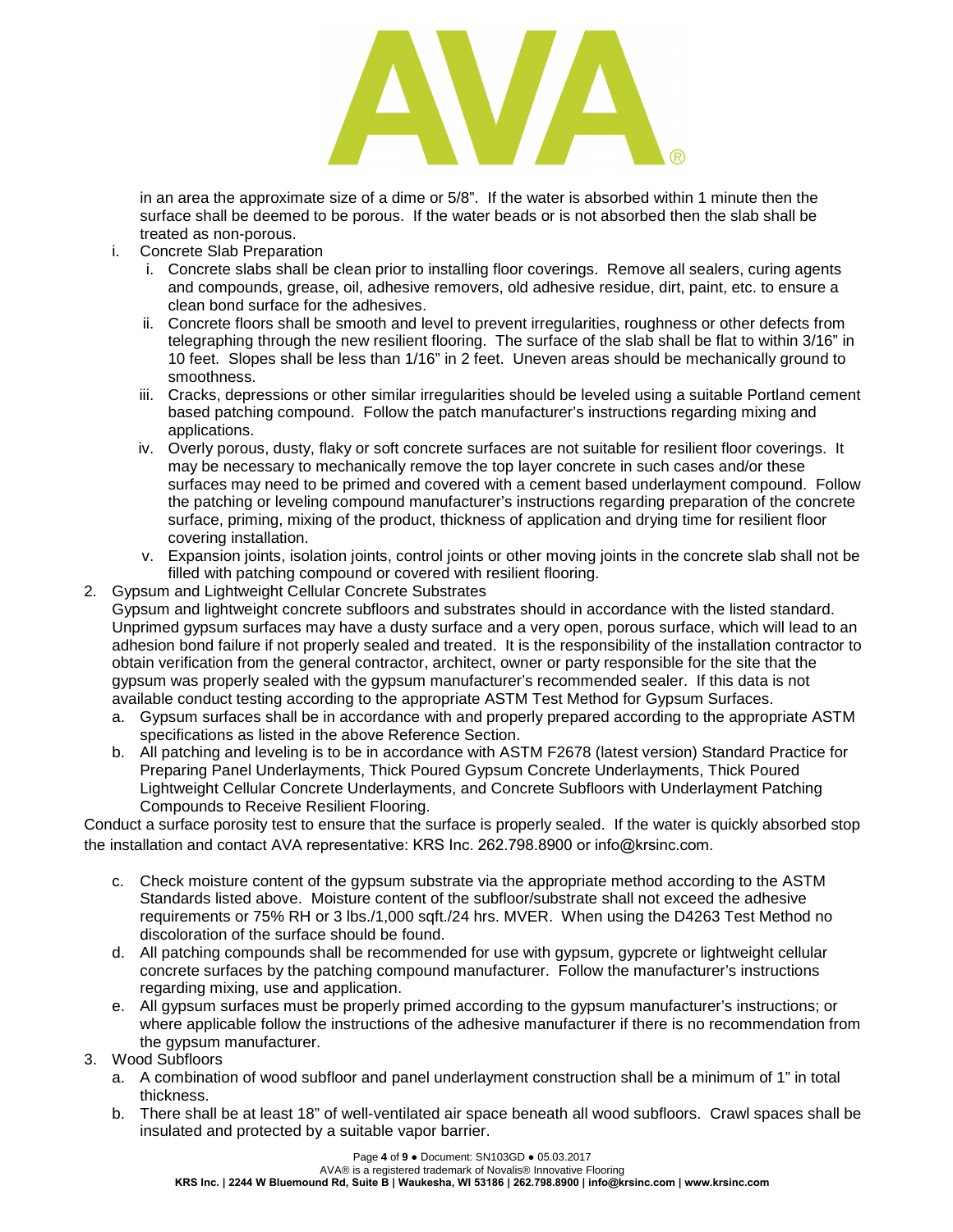in an area the approximate size of a dime or 5/8". If the water is absorbed within 1 minute then the surface shall be deemed to be porous. If the water beads or is not absorbed then the slab shall be treated as non-porous.

i. Concrete Slab Preparation
   i. Concrete slabs shall be clean prior to installing floor coverings. Remove all sealers, curing agents and compounds, grease, oil, adhesive removers, old adhesive residue, dirt, paint, etc. to ensure a clean bond surface for the adhesives.
   ii. Concrete floors shall be smooth and level to prevent irregularities, roughness or other defects from telegraphing through the new resilient flooring. The surface of the slab shall be flat to within 3/16" in 10 feet. Slopes shall be less than 1/16" in 2 feet. Uneven areas should be mechanically ground to smoothness.
   iii. Cracks, depressions or other similar irregularities should be leveled using a suitable Portland cement based patching compound. Follow the patch manufacturer's instructions regarding mixing and applications.
   iv. Overly porous, dusty, flaky or soft concrete surfaces are not suitable for resilient floor coverings. It may be necessary to mechanically remove the top layer concrete in such cases and/or these surfaces may need to be primed and covered with a cement based underlayment compound. Follow the patching or leveling compound manufacturer's instructions regarding preparation of the concrete surface, priming, mixing of the product, thickness of application and drying time for resilient floor covering installation.
   v. Expansion joints, isolation joints, control joints or other moving joints in the concrete slab shall not be filled with patching compound or covered with resilient flooring.

2. Gypsum and Lightweight Cellular Concrete Substrates

   Gypsum and lightweight concrete subfloors and substrates should in accordance with the listed standard. Unprimed gypsum surfaces may have a dusty surface and a very open, porous surface, which will lead to an adhesion bond failure if not properly sealed and treated. It is the responsibility of the installation contractor to obtain verification from the general contractor, architect, owner or party responsible for the site that the gypsum was properly sealed with the gypsum manufacturer's recommended sealer. If this data is not available conduct testing according to the appropriate ASTM Test Method for Gypsum Surfaces.

   a. Gypsum surfaces shall be in accordance with and properly prepared according to the appropriate ASTM specifications as listed in the above Reference Section.
   b. All patching and leveling is to be in accordance with ASTM F2678 (latest version) Standard Practice for Preparing Panel Underlayments, Thick Poured Gypsum Concrete Underlayments, Thick Poured Lightweight Cellular Concrete Underlayments, and Concrete Subfloors with Underlayment Patching Compounds to Receive Resilient Flooring.

Conduct a surface porosity test to ensure that the surface is properly sealed. If the water is quickly absorbed stop the installation and contact AVA representative: KRS Inc. 262.798.8900 or info@krsinc.com.

   c. Check moisture content of the gypsum substrate via the appropriate method according to the ASTM Standards listed above. Moisture content of the subfloor/substrate shall not exceed the adhesive requirements or 75% RH or 3 lbs./1,000 sqft./24 hrs. MVER. When using the D4263 Test Method no discoloration of the surface should be found.
   d. All patching compounds shall be recommended for use with gypsum, gypcrete or lightweight cellular concrete surfaces by the patching compound manufacturer. Follow the manufacturer's instructions regarding mixing, use and application.
   e. All gypsum surfaces must be properly primed according to the gypsum manufacturer's instructions; or where applicable follow the instructions of the adhesive manufacturer if there is no recommendation from the gypsum manufacturer.

3. Wood Subfloors
   a. A combination of wood subfloor and panel underlayment construction shall be a minimum of 1" in total thickness.
   b. There shall be at least 18" of well-ventilated air space beneath all wood subfloors. Crawl spaces shall be insulated and protected by a suitable vapor barrier.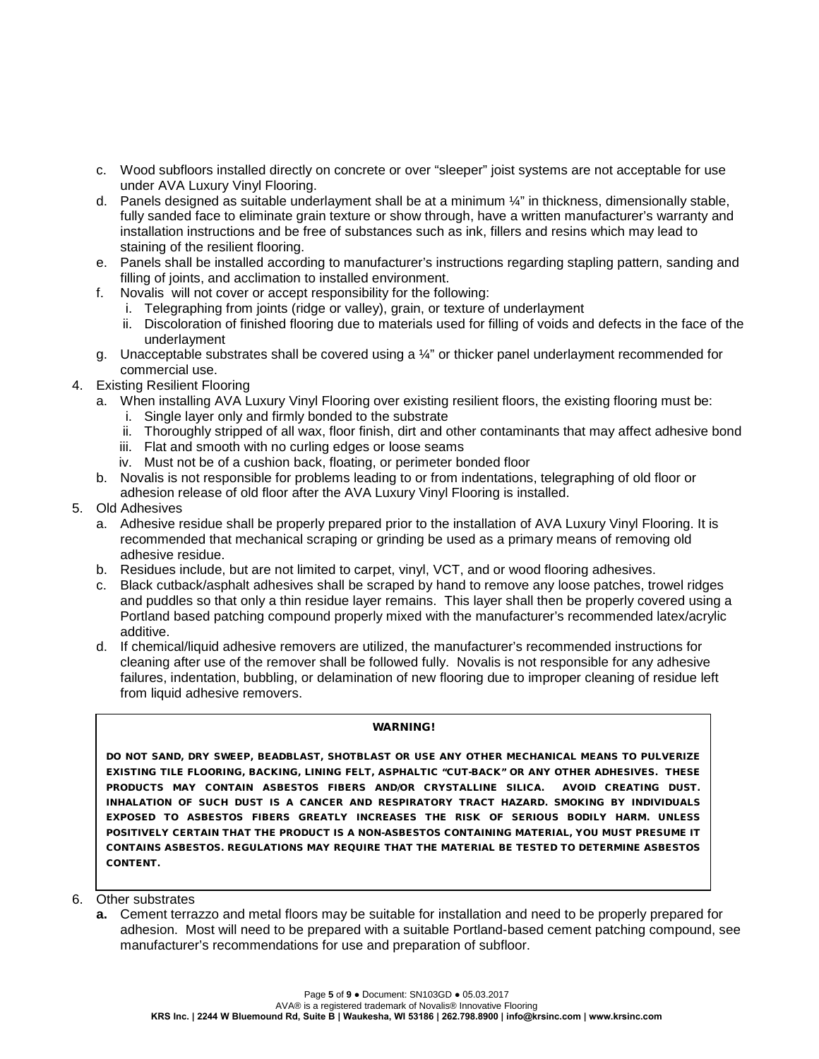c. Wood subfloors installed directly on concrete or over "sleeper" joist systems are not acceptable for use under AVA Luxury Vinyl Flooring.
d. Panels designed as suitable underlayment shall be at a minimum ¼" in thickness, dimensionally stable, fully sanded face to eliminate grain texture or show through, have a written manufacturer's warranty and installation instructions and be free of substances such as ink, fillers and resins which may lead to staining of the resilient flooring.
e. Panels shall be installed according to manufacturer's instructions regarding stapling pattern, sanding and filling of joints, and acclimation to installed environment.
f. Novalis will not cover or accept responsibility for the following:
   i. Telegraphing from joints (ridge or valley), grain, or texture of underlayment
   ii. Discoloration of finished flooring due to materials used for filling of voids and defects in the face of the underlayment
g. Unacceptable substrates shall be covered using a ¼" or thicker panel underlayment recommended for commercial use.

4. Existing Resilient Flooring
   a. When installing AVA Luxury Vinyl Flooring over existing resilient floors, the existing flooring must be:
      i. Single layer only and firmly bonded to the substrate
      ii. Thoroughly stripped of all wax, floor finish, dirt and other contaminants that may affect adhesive bond
      iii. Flat and smooth with no curling edges or loose seams
      iv. Must not be of a cushion back, floating, or perimeter bonded floor
   b. Novalis is not responsible for problems leading to or from indentations, telegraphing of old floor or adhesion release of old floor after the AVA Luxury Vinyl Flooring is installed.

5. Old Adhesives
   a. Adhesive residue shall be properly prepared prior to the installation of AVA Luxury Vinyl Flooring. It is recommended that mechanical scraping or grinding be used as a primary means of removing old adhesive residue.
   b. Residues include, but are not limited to carpet, vinyl, VCT, and or wood flooring adhesives.
   c. Black cutback/asphalt adhesives shall be scraped by hand to remove any loose patches, trowel ridges and puddles so that only a thin residue layer remains. This layer shall then be properly covered using a Portland based patching compound properly mixed with the manufacturer's recommended latex/acrylic additive.
   d. If chemical/liquid adhesive removers are utilized, the manufacturer's recommended instructions for cleaning after use of the remover shall be followed fully. Novalis is not responsible for any adhesive failures, indentation, bubbling, or delamination of new flooring due to improper cleaning of residue left from liquid adhesive removers.

**WARNING!**

**DO NOT SAND, DRY SWEEP, BEADBLAST, SHOTBLAST OR USE ANY OTHER MECHANICAL MEANS TO PULVERIZE EXISTING TILE FLOORING, BACKING, LINING FELT, ASPHALTIC "CUT-BACK" OR ANY OTHER ADHESIVES. THESE PRODUCTS MAY CONTAIN ASBESTOS FIBERS AND/OR CRYSTALLINE SILICA. AVOID CREATING DUST. INHALATION OF SUCH DUST IS A CANCER AND RESPIRATORY TRACT HAZARD. SMOKING BY INDIVIDUALS EXPOSED TO ASBESTOS FIBERS GREATLY INCREASES THE RISK OF SERIOUS BODILY HARM. UNLESS POSITIVELY CERTAIN THAT THE PRODUCT IS A NON-ASBESTOS CONTAINING MATERIAL, YOU MUST PRESUME IT CONTAINS ASBESTOS. REGULATIONS MAY REQUIRE THAT THE MATERIAL BE TESTED TO DETERMINE ASBESTOS CONTENT.**

6. Other substrates
   **a.** Cement terrazzo and metal floors may be suitable for installation and need to be properly prepared for adhesion. Most will need to be prepared with a suitable Portland-based cement patching compound, see manufacturer's recommendations for use and preparation of subfloor.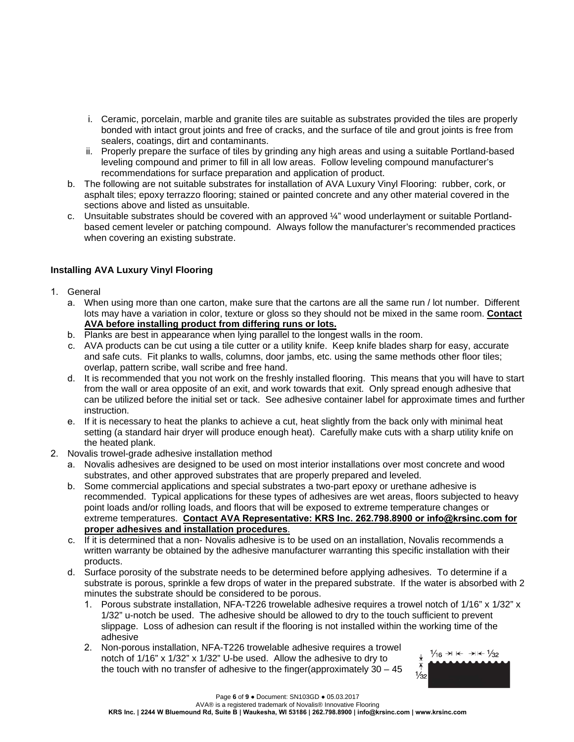i. Ceramic, porcelain, marble and granite tiles are suitable as substrates provided the tiles are properly bonded with intact grout joints and free of cracks, and the surface of tile and grout joints is free from sealers, coatings, dirt and contaminants.

ii. Properly prepare the surface of tiles by grinding any high areas and using a suitable Portland-based leveling compound and primer to fill in all low areas. Follow leveling compound manufacturer's recommendations for surface preparation and application of product.

b. The following are not suitable substrates for installation of AVA Luxury Vinyl Flooring: rubber, cork, or asphalt tiles; epoxy terrazzo flooring; stained or painted concrete and any other material covered in the sections above and listed as unsuitable.

c. Unsuitable substrates should be covered with an approved ¼" wood underlayment or suitable Portland-based cement leveler or patching compound. Always follow the manufacturer's recommended practices when covering an existing substrate.

### Installing AVA Luxury Vinyl Flooring

1. General
   a. When using more than one carton, make sure that the cartons are all the same run / lot number. Different lots may have a variation in color, texture or gloss so they should not be mixed in the same room. **Contact AVA before installing product from differing runs or lots.**
   b. Planks are best in appearance when lying parallel to the longest walls in the room.
   c. AVA products can be cut using a tile cutter or a utility knife. Keep knife blades sharp for easy, accurate and safe cuts. Fit planks to walls, columns, door jambs, etc. using the same methods other floor tiles; overlap, pattern scribe, wall scribe and free hand.
   d. It is recommended that you not work on the freshly installed flooring. This means that you will have to start from the wall or area opposite of an exit, and work towards that exit. Only spread enough adhesive that can be utilized before the initial set or tack. See adhesive container label for approximate times and further instruction.
   e. If it is necessary to heat the planks to achieve a cut, heat slightly from the back only with minimal heat setting (a standard hair dryer will produce enough heat). Carefully make cuts with a sharp utility knife on the heated plank.
2. Novalis trowel-grade adhesive installation method
   a. Novalis adhesives are designed to be used on most interior installations over most concrete and wood substrates, and other approved substrates that are properly prepared and leveled.
   b. Some commercial applications and special substrates a two-part epoxy or urethane adhesive is recommended. Typical applications for these types of adhesives are wet areas, floors subjected to heavy point loads and/or rolling loads, and floors that will be exposed to extreme temperature changes or extreme temperatures. **Contact AVA Representative: KRS Inc. 262.798.8900 or info@krsinc.com for proper adhesives and installation procedures**.
   c. If it is determined that a non- Novalis adhesive is to be used on an installation, Novalis recommends a written warranty be obtained by the adhesive manufacturer warranting this specific installation with their products.
   d. Surface porosity of the substrate needs to be determined before applying adhesives. To determine if a substrate is porous, sprinkle a few drops of water in the prepared substrate. If the water is absorbed with 2 minutes the substrate should be considered to be porous.
      1. Porous substrate installation, NFA-T226 trowelable adhesive requires a trowel notch of 1/16" x 1/32" x 1/32" u-notch be used. The adhesive should be allowed to dry to the touch sufficient to prevent slippage. Loss of adhesion can result if the flooring is not installed within the working time of the adhesive
      2. Non-porous installation, NFA-T226 trowelable adhesive requires a trowel notch of 1/16" x 1/32" x 1/32" U-be used. Allow the adhesive to dry to the touch with no transfer of adhesive to the finger(approximately 30 – 45

1⁄16 1⁄32 1⁄32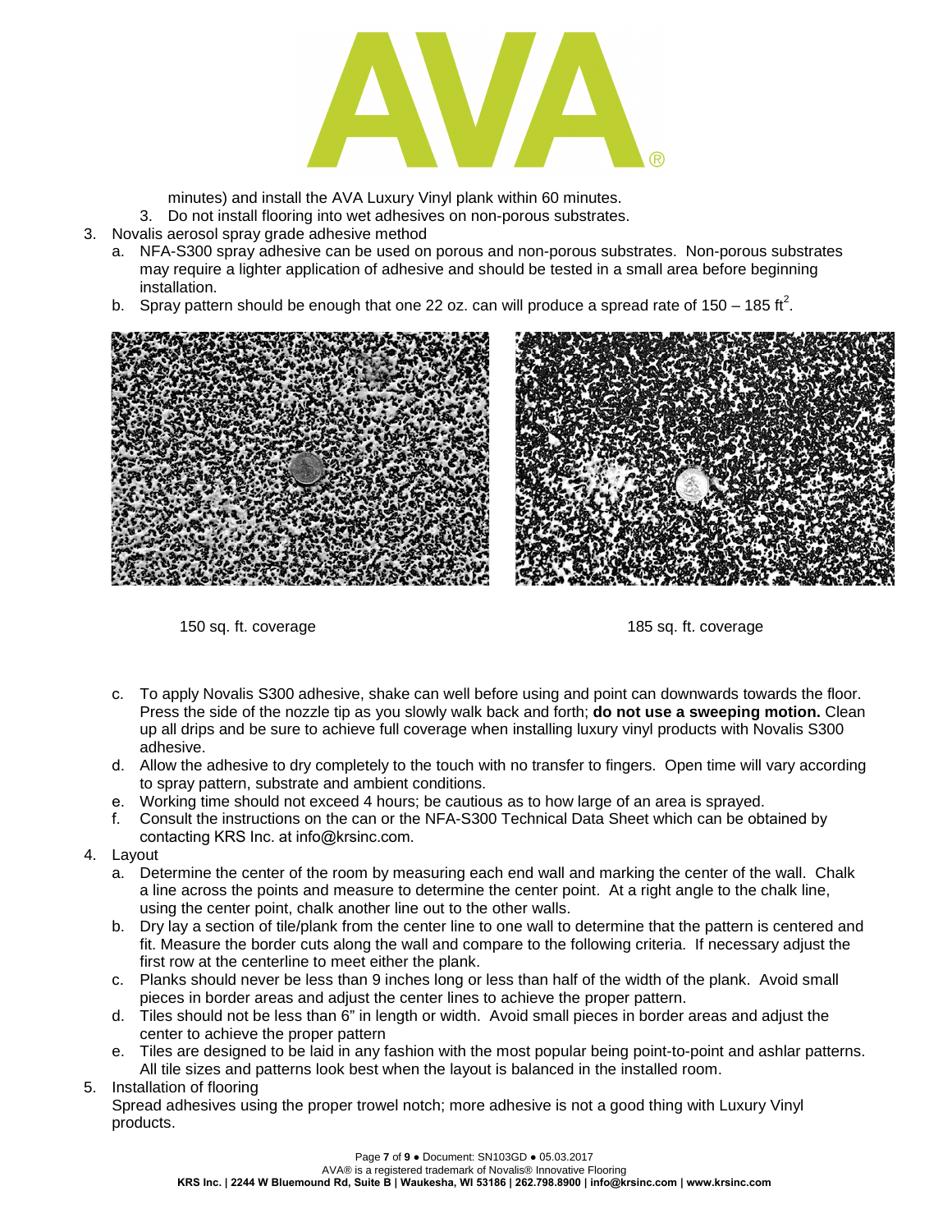minutes) and install the AVA Luxury Vinyl plank within 60 minutes.

   3. Do not install flooring into wet adhesives on non-porous substrates.

3. Novalis aerosol spray grade adhesive method
   a. NFA-S300 spray adhesive can be used on porous and non-porous substrates. Non-porous substrates may require a lighter application of adhesive and should be tested in a small area before beginning installation.
   b. Spray pattern should be enough that one 22 oz. can will produce a spread rate of 150 – 185 $ft^2$.

150 sq. ft. coverage

185 sq. ft. coverage

   c. To apply Novalis S300 adhesive, shake can well before using and point can downwards towards the floor. Press the side of the nozzle tip as you slowly walk back and forth; **do not use a sweeping motion.** Clean up all drips and be sure to achieve full coverage when installing luxury vinyl products with Novalis S300 adhesive.
   d. Allow the adhesive to dry completely to the touch with no transfer to fingers. Open time will vary according to spray pattern, substrate and ambient conditions.
   e. Working time should not exceed 4 hours; be cautious as to how large of an area is sprayed.
   f. Consult the instructions on the can or the NFA-S300 Technical Data Sheet which can be obtained by contacting KRS Inc. at info@krsinc.com.

4. Layout
   a. Determine the center of the room by measuring each end wall and marking the center of the wall. Chalk a line across the points and measure to determine the center point. At a right angle to the chalk line, using the center point, chalk another line out to the other walls.
   b. Dry lay a section of tile/plank from the center line to one wall to determine that the pattern is centered and fit. Measure the border cuts along the wall and compare to the following criteria. If necessary adjust the first row at the centerline to meet either the plank.
   c. Planks should never be less than 9 inches long or less than half of the width of the plank. Avoid small pieces in border areas and adjust the center lines to achieve the proper pattern.
   d. Tiles should not be less than 6" in length or width. Avoid small pieces in border areas and adjust the center to achieve the proper pattern
   e. Tiles are designed to be laid in any fashion with the most popular being point-to-point and ashlar patterns. All tile sizes and patterns look best when the layout is balanced in the installed room.

5. Installation of flooring

   Spread adhesives using the proper trowel notch; more adhesive is not a good thing with Luxury Vinyl products.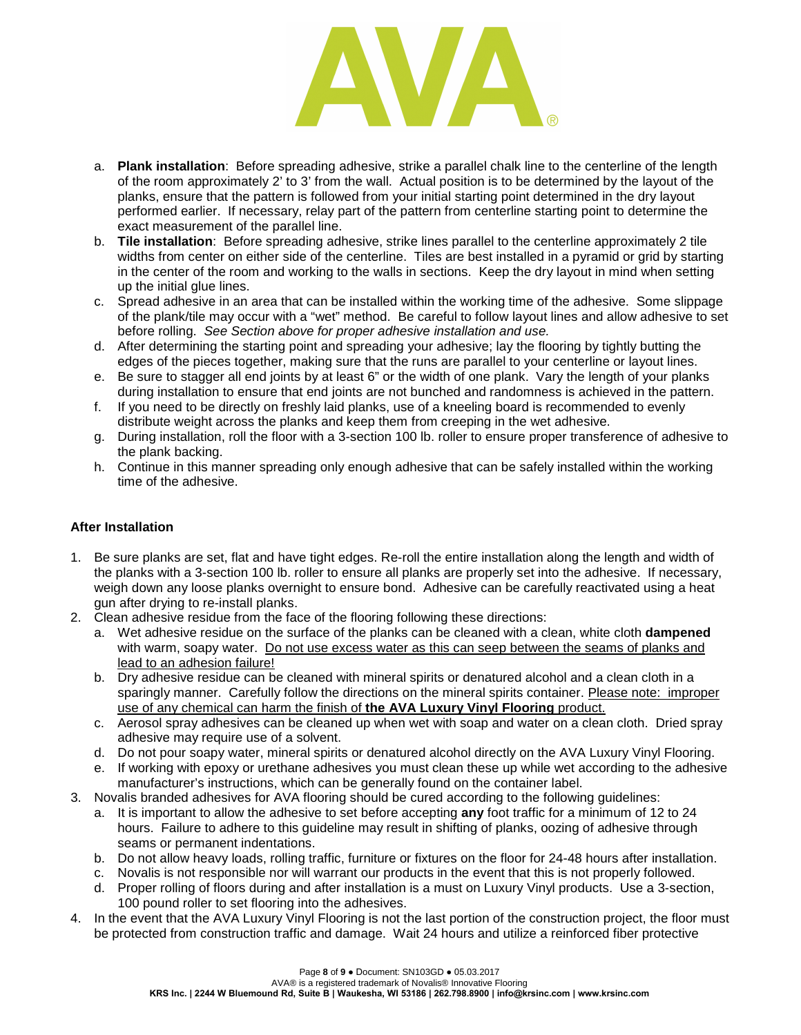a. **Plank installation**: Before spreading adhesive, strike a parallel chalk line to the centerline of the length of the room approximately 2' to 3' from the wall. Actual position is to be determined by the layout of the planks, ensure that the pattern is followed from your initial starting point determined in the dry layout performed earlier. If necessary, relay part of the pattern from centerline starting point to determine the exact measurement of the parallel line.
b. **Tile installation**: Before spreading adhesive, strike lines parallel to the centerline approximately 2 tile widths from center on either side of the centerline. Tiles are best installed in a pyramid or grid by starting in the center of the room and working to the walls in sections. Keep the dry layout in mind when setting up the initial glue lines.
c. Spread adhesive in an area that can be installed within the working time of the adhesive. Some slippage of the plank/tile may occur with a "wet" method. Be careful to follow layout lines and allow adhesive to set before rolling. *See Section above for proper adhesive installation and use.*
d. After determining the starting point and spreading your adhesive; lay the flooring by tightly butting the edges of the pieces together, making sure that the runs are parallel to your centerline or layout lines.
e. Be sure to stagger all end joints by at least 6" or the width of one plank. Vary the length of your planks during installation to ensure that end joints are not bunched and randomness is achieved in the pattern.
f. If you need to be directly on freshly laid planks, use of a kneeling board is recommended to evenly distribute weight across the planks and keep them from creeping in the wet adhesive.
g. During installation, roll the floor with a 3-section 100 lb. roller to ensure proper transference of adhesive to the plank backing.
h. Continue in this manner spreading only enough adhesive that can be safely installed within the working time of the adhesive.

### After Installation

1. Be sure planks are set, flat and have tight edges. Re-roll the entire installation along the length and width of the planks with a 3-section 100 lb. roller to ensure all planks are properly set into the adhesive. If necessary, weigh down any loose planks overnight to ensure bond. Adhesive can be carefully reactivated using a heat gun after drying to re-install planks.
2. Clean adhesive residue from the face of the flooring following these directions:
   a. Wet adhesive residue on the surface of the planks can be cleaned with a clean, white cloth **dampened** with warm, soapy water. <u>Do not use excess water as this can seep between the seams of planks and lead to an adhesion failure!</u>
   b. Dry adhesive residue can be cleaned with mineral spirits or denatured alcohol and a clean cloth in a sparingly manner. Carefully follow the directions on the mineral spirits container. <u>Please note: improper use of any chemical can harm the finish of **the AVA Luxury Vinyl Flooring** product.</u>
   c. Aerosol spray adhesives can be cleaned up when wet with soap and water on a clean cloth. Dried spray adhesive may require use of a solvent.
   d. Do not pour soapy water, mineral spirits or denatured alcohol directly on the AVA Luxury Vinyl Flooring.
   e. If working with epoxy or urethane adhesives you must clean these up while wet according to the adhesive manufacturer's instructions, which can be generally found on the container label.
3. Novalis branded adhesives for AVA flooring should be cured according to the following guidelines:
   a. It is important to allow the adhesive to set before accepting **any** foot traffic for a minimum of 12 to 24 hours. Failure to adhere to this guideline may result in shifting of planks, oozing of adhesive through seams or permanent indentations.
   b. Do not allow heavy loads, rolling traffic, furniture or fixtures on the floor for 24-48 hours after installation.
   c. Novalis is not responsible nor will warrant our products in the event that this is not properly followed.
   d. Proper rolling of floors during and after installation is a must on Luxury Vinyl products. Use a 3-section, 100 pound roller to set flooring into the adhesives.
4. In the event that the AVA Luxury Vinyl Flooring is not the last portion of the construction project, the floor must be protected from construction traffic and damage. Wait 24 hours and utilize a reinforced fiber protective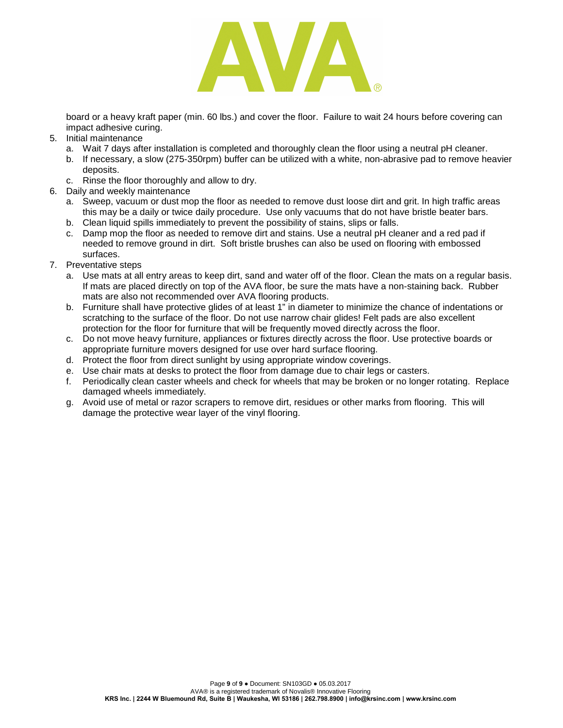board or a heavy kraft paper (min. 60 lbs.) and cover the floor. Failure to wait 24 hours before covering can impact adhesive curing.

5. Initial maintenance
   a. Wait 7 days after installation is completed and thoroughly clean the floor using a neutral pH cleaner.
   b. If necessary, a slow (275-350rpm) buffer can be utilized with a white, non-abrasive pad to remove heavier deposits.
   c. Rinse the floor thoroughly and allow to dry.
6. Daily and weekly maintenance
   a. Sweep, vacuum or dust mop the floor as needed to remove dust loose dirt and grit. In high traffic areas this may be a daily or twice daily procedure. Use only vacuums that do not have bristle beater bars.
   b. Clean liquid spills immediately to prevent the possibility of stains, slips or falls.
   c. Damp mop the floor as needed to remove dirt and stains. Use a neutral pH cleaner and a red pad if needed to remove ground in dirt. Soft bristle brushes can also be used on flooring with embossed surfaces.
7. Preventative steps
   a. Use mats at all entry areas to keep dirt, sand and water off of the floor. Clean the mats on a regular basis. If mats are placed directly on top of the AVA floor, be sure the mats have a non-staining back. Rubber mats are also not recommended over AVA flooring products.
   b. Furniture shall have protective glides of at least 1" in diameter to minimize the chance of indentations or scratching to the surface of the floor. Do not use narrow chair glides! Felt pads are also excellent protection for the floor for furniture that will be frequently moved directly across the floor.
   c. Do not move heavy furniture, appliances or fixtures directly across the floor. Use protective boards or appropriate furniture movers designed for use over hard surface flooring.
   d. Protect the floor from direct sunlight by using appropriate window coverings.
   e. Use chair mats at desks to protect the floor from damage due to chair legs or casters.
   f. Periodically clean caster wheels and check for wheels that may be broken or no longer rotating. Replace damaged wheels immediately.
   g. Avoid use of metal or razor scrapers to remove dirt, residues or other marks from flooring. This will damage the protective wear layer of the vinyl flooring.